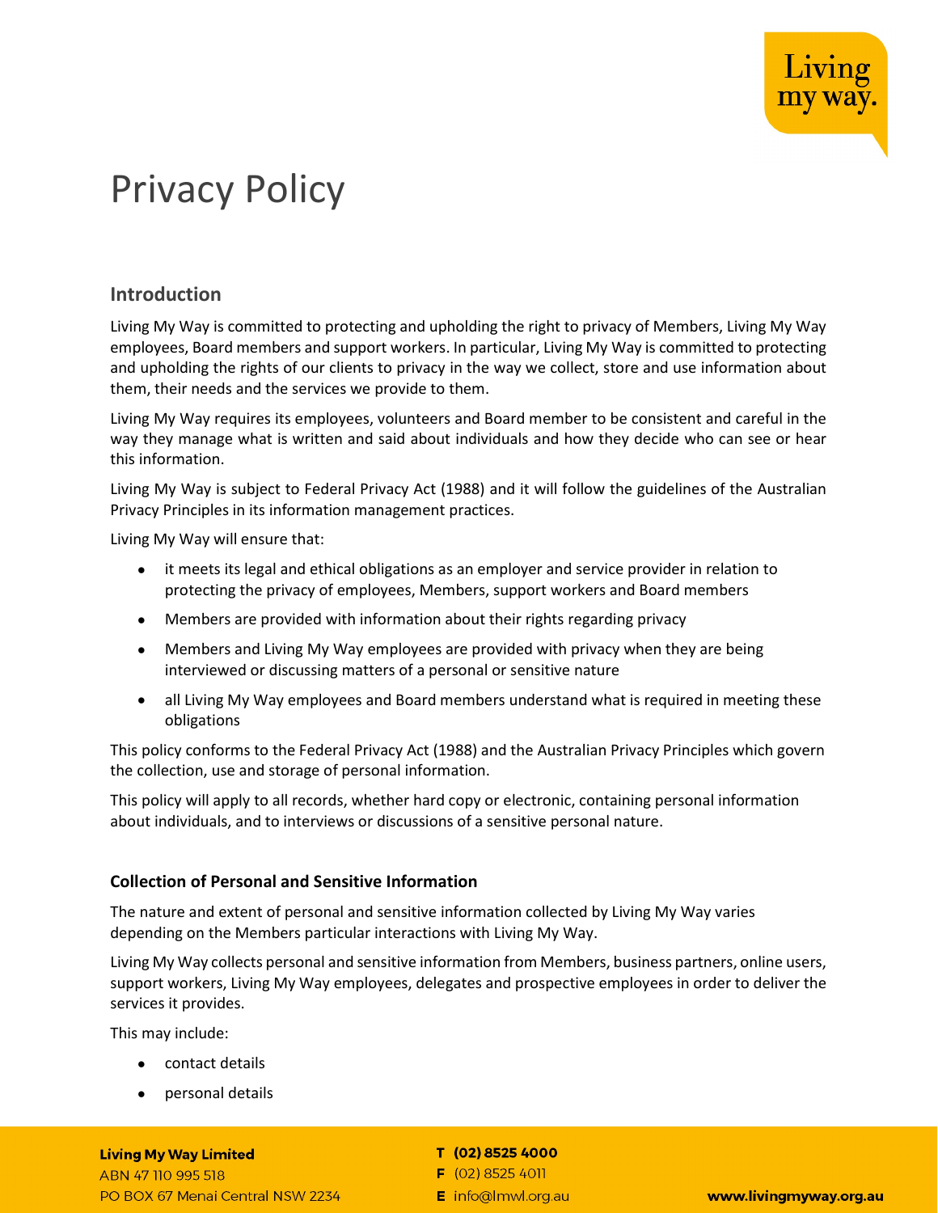# Privacy Policy

## Introduction

Living My Way is committed to protecting and upholding the right to privacy of Members, Living My Way employees, Board members and support workers. In particular, Living My Way is committed to protecting and upholding the rights of our clients to privacy in the way we collect, store and use information about them, their needs and the services we provide to them.

Living My Way requires its employees, volunteers and Board member to be consistent and careful in the way they manage what is written and said about individuals and how they decide who can see or hear this information.

Living My Way is subject to Federal Privacy Act (1988) and it will follow the guidelines of the Australian Privacy Principles in its information management practices.

Living My Way will ensure that:

- it meets its legal and ethical obligations as an employer and service provider in relation to protecting the privacy of employees, Members, support workers and Board members
- Members are provided with information about their rights regarding privacy
- Members and Living My Way employees are provided with privacy when they are being interviewed or discussing matters of a personal or sensitive nature
- all Living My Way employees and Board members understand what is required in meeting these obligations

This policy conforms to the Federal Privacy Act (1988) and the Australian Privacy Principles which govern the collection, use and storage of personal information.

This policy will apply to all records, whether hard copy or electronic, containing personal information about individuals, and to interviews or discussions of a sensitive personal nature.

### Collection of Personal and Sensitive Information

The nature and extent of personal and sensitive information collected by Living My Way varies depending on the Members particular interactions with Living My Way.

Living My Way collects personal and sensitive information from Members, business partners, online users, support workers, Living My Way employees, delegates and prospective employees in order to deliver the services it provides.

This may include:

- contact details
- personal details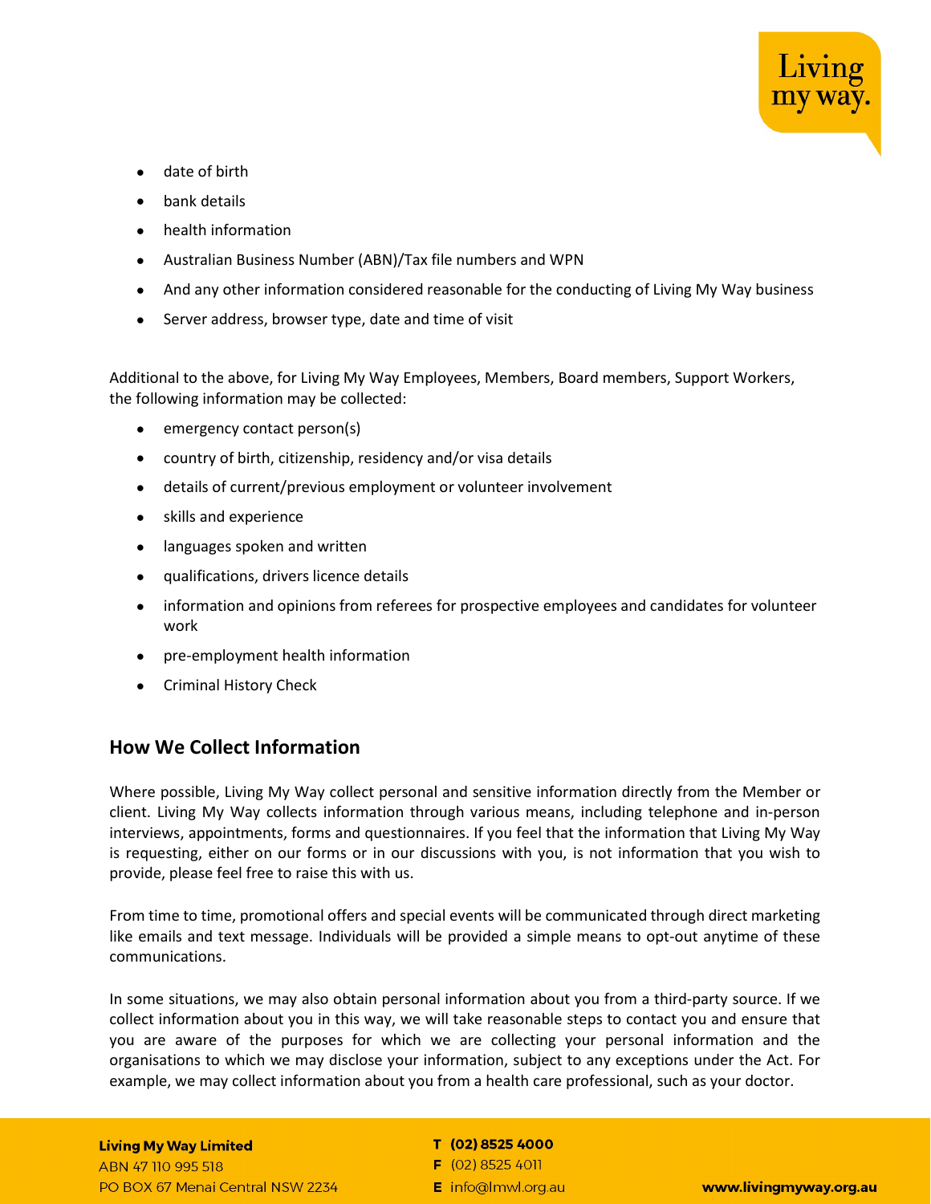- date of birth
- bank details
- health information
- Australian Business Number (ABN)/Tax file numbers and WPN
- And any other information considered reasonable for the conducting of Living My Way business
- Server address, browser type, date and time of visit

Additional to the above, for Living My Way Employees, Members, Board members, Support Workers, the following information may be collected:

- emergency contact person(s)
- country of birth, citizenship, residency and/or visa details
- details of current/previous employment or volunteer involvement
- skills and experience
- languages spoken and written
- qualifications, drivers licence details
- information and opinions from referees for prospective employees and candidates for volunteer work
- pre-employment health information
- Criminal History Check

## How We Collect Information

Where possible, Living My Way collect personal and sensitive information directly from the Member or client. Living My Way collects information through various means, including telephone and in-person interviews, appointments, forms and questionnaires. If you feel that the information that Living My Way is requesting, either on our forms or in our discussions with you, is not information that you wish to provide, please feel free to raise this with us.

From time to time, promotional offers and special events will be communicated through direct marketing like emails and text message. Individuals will be provided a simple means to opt-out anytime of these communications.

In some situations, we may also obtain personal information about you from a third-party source. If we collect information about you in this way, we will take reasonable steps to contact you and ensure that you are aware of the purposes for which we are collecting your personal information and the organisations to which we may disclose your information, subject to any exceptions under the Act. For example, we may collect information about you from a health care professional, such as your doctor.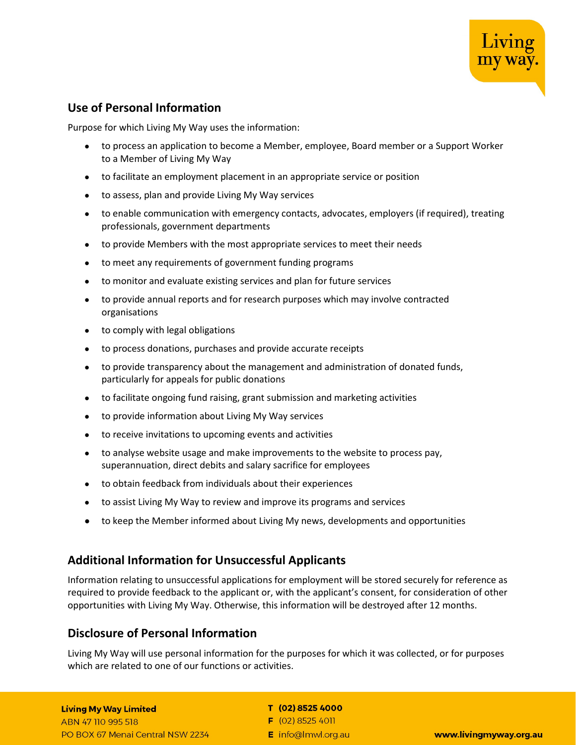## Use of Personal Information

Purpose for which Living My Way uses the information:

- to process an application to become a Member, employee, Board member or a Support Worker to a Member of Living My Way
- to facilitate an employment placement in an appropriate service or position
- to assess, plan and provide Living My Way services
- to enable communication with emergency contacts, advocates, employers (if required), treating professionals, government departments
- to provide Members with the most appropriate services to meet their needs
- to meet any requirements of government funding programs
- to monitor and evaluate existing services and plan for future services
- to provide annual reports and for research purposes which may involve contracted organisations
- to comply with legal obligations
- to process donations, purchases and provide accurate receipts
- to provide transparency about the management and administration of donated funds, particularly for appeals for public donations
- to facilitate ongoing fund raising, grant submission and marketing activities
- to provide information about Living My Way services
- to receive invitations to upcoming events and activities
- to analyse website usage and make improvements to the website to process pay, superannuation, direct debits and salary sacrifice for employees
- to obtain feedback from individuals about their experiences
- to assist Living My Way to review and improve its programs and services
- to keep the Member informed about Living My news, developments and opportunities

## Additional Information for Unsuccessful Applicants

Information relating to unsuccessful applications for employment will be stored securely for reference as required to provide feedback to the applicant or, with the applicant's consent, for consideration of other opportunities with Living My Way. Otherwise, this information will be destroyed after 12 months.

## Disclosure of Personal Information

Living My Way will use personal information for the purposes for which it was collected, or for purposes which are related to one of our functions or activities.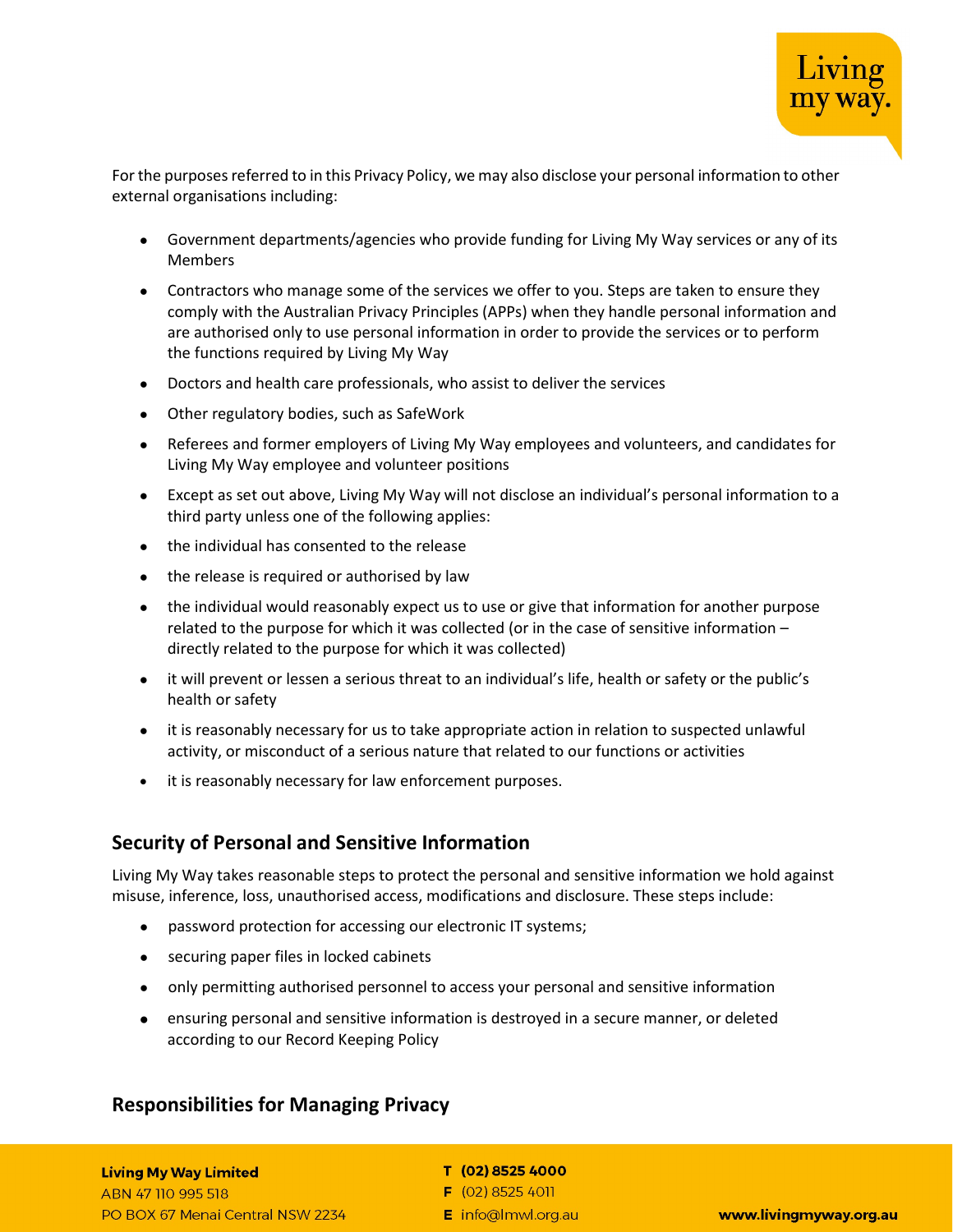For the purposes referred to in this Privacy Policy, we may also disclose your personal information to other external organisations including:

- Government departments/agencies who provide funding for Living My Way services or any of its Members
- Contractors who manage some of the services we offer to you. Steps are taken to ensure they comply with the Australian Privacy Principles (APPs) when they handle personal information and are authorised only to use personal information in order to provide the services or to perform the functions required by Living My Way
- Doctors and health care professionals, who assist to deliver the services
- Other regulatory bodies, such as SafeWork
- Referees and former employers of Living My Way employees and volunteers, and candidates for Living My Way employee and volunteer positions
- Except as set out above, Living My Way will not disclose an individual's personal information to a third party unless one of the following applies:
- the individual has consented to the release
- the release is required or authorised by law
- the individual would reasonably expect us to use or give that information for another purpose related to the purpose for which it was collected (or in the case of sensitive information – directly related to the purpose for which it was collected)
- it will prevent or lessen a serious threat to an individual's life, health or safety or the public's health or safety
- it is reasonably necessary for us to take appropriate action in relation to suspected unlawful activity, or misconduct of a serious nature that related to our functions or activities
- it is reasonably necessary for law enforcement purposes.

## Security of Personal and Sensitive Information

Living My Way takes reasonable steps to protect the personal and sensitive information we hold against misuse, inference, loss, unauthorised access, modifications and disclosure. These steps include:

- password protection for accessing our electronic IT systems;
- securing paper files in locked cabinets
- only permitting authorised personnel to access your personal and sensitive information
- ensuring personal and sensitive information is destroyed in a secure manner, or deleted according to our Record Keeping Policy

## Responsibilities for Managing Privacy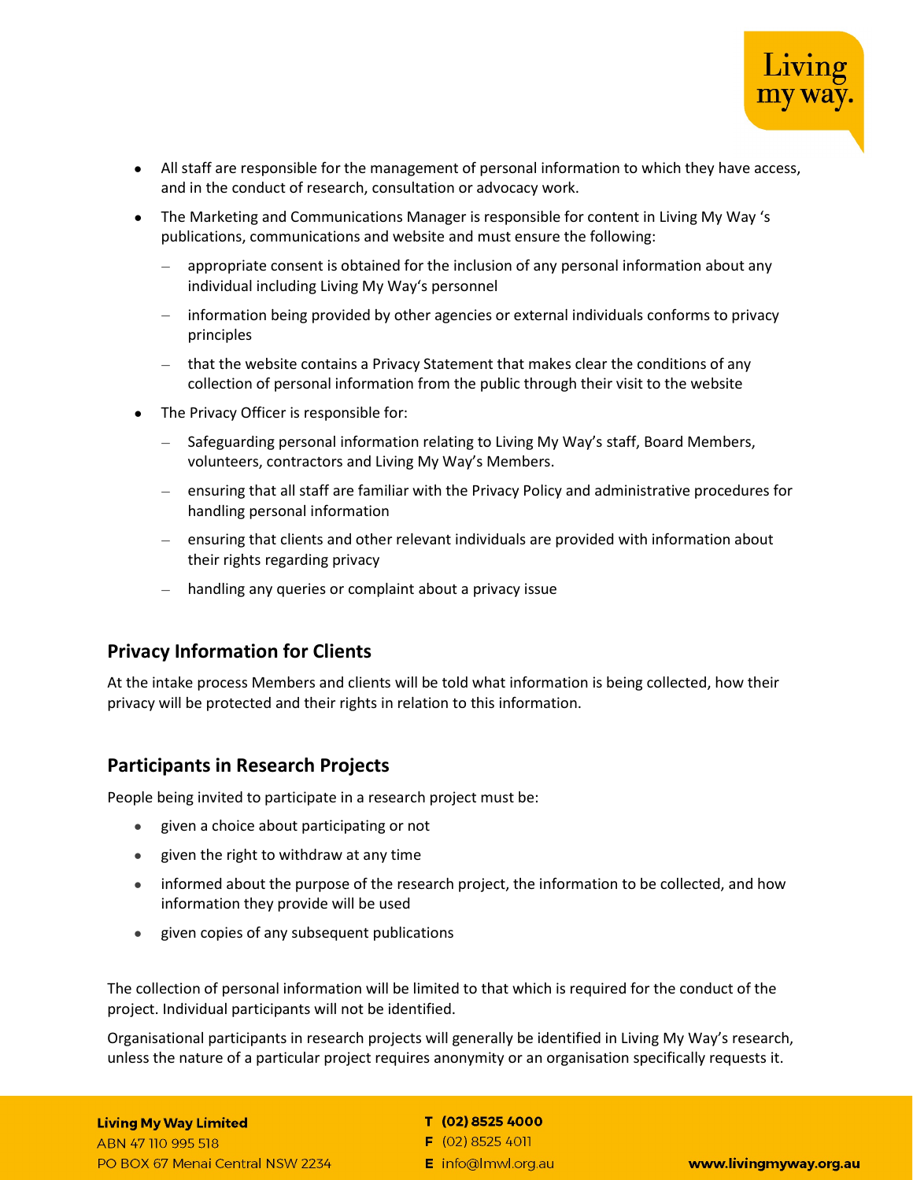- All staff are responsible for the management of personal information to which they have access, and in the conduct of research, consultation or advocacy work.
- The Marketing and Communications Manager is responsible for content in Living My Way 's publications, communications and website and must ensure the following:
  - appropriate consent is obtained for the inclusion of any personal information about any individual including Living My Way's personnel
  - information being provided by other agencies or external individuals conforms to privacy principles
  - that the website contains a Privacy Statement that makes clear the conditions of any collection of personal information from the public through their visit to the website
- The Privacy Officer is responsible for:
  - Safeguarding personal information relating to Living My Way's staff, Board Members, volunteers, contractors and Living My Way's Members.
  - ensuring that all staff are familiar with the Privacy Policy and administrative procedures for handling personal information
  - ensuring that clients and other relevant individuals are provided with information about their rights regarding privacy
  - handling any queries or complaint about a privacy issue

## Privacy Information for Clients

At the intake process Members and clients will be told what information is being collected, how their privacy will be protected and their rights in relation to this information.

## Participants in Research Projects

People being invited to participate in a research project must be:

- given a choice about participating or not
- given the right to withdraw at any time
- informed about the purpose of the research project, the information to be collected, and how information they provide will be used
- given copies of any subsequent publications

The collection of personal information will be limited to that which is required for the conduct of the project. Individual participants will not be identified.

Organisational participants in research projects will generally be identified in Living My Way's research, unless the nature of a particular project requires anonymity or an organisation specifically requests it.